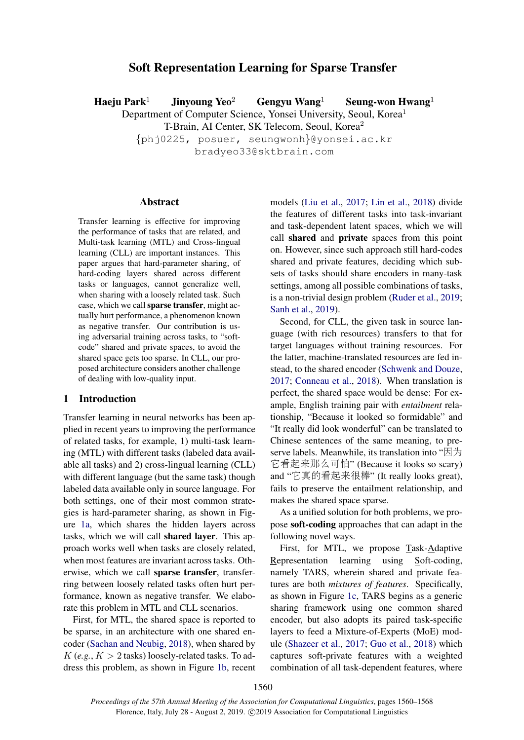# Soft Representation Learning for Sparse Transfer

**Haeju Park**[1] **Jinyoung Yeo**[2] **Gengyu Wang**[1] **Seung-won Hwang**[1]

Department of Computer Science, Yonsei University, Seoul, Korea[1]

T-Brain, AI Center, SK Telecom, Seoul, Korea[2]

{phj0225, posuer, seungwonh}@yonsei.ac.kr

bradyeo33@sktbrain.com

## Abstract

Transfer learning is effective for improving the performance of tasks that are related, and Multi-task learning (MTL) and Cross-lingual learning (CLL) are important instances. This paper argues that hard-parameter sharing, of hard-coding layers shared across different tasks or languages, cannot generalize well, when sharing with a loosely related task. Such case, which we call **sparse transfer**, might actually hurt performance, a phenomenon known as negative transfer. Our contribution is using adversarial training across tasks, to "soft-code" shared and private spaces, to avoid the shared space gets too sparse. In CLL, our proposed architecture considers another challenge of dealing with low-quality input.

## 1 Introduction

Transfer learning in neural networks has been applied in recent years to improving the performance of related tasks, for example, 1) multi-task learning (MTL) with different tasks (labeled data available all tasks) and 2) cross-lingual learning (CLL) with different language (but the same task) though labeled data available only in source language. For both settings, one of their most common strategies is hard-parameter sharing, as shown in Figure 1a, which shares the hidden layers across tasks, which we will call **shared layer**. This approach works well when tasks are closely related, when most features are invariant across tasks. Otherwise, which we call **sparse transfer**, transferring between loosely related tasks often hurt performance, known as negative transfer. We elaborate this problem in MTL and CLL scenarios.

First, for MTL, the shared space is reported to be sparse, in an architecture with one shared encoder (Sachan and Neubig, 2018), when shared by $K$ (*e.g.*, $K > 2$ tasks) loosely-related tasks. To address this problem, as shown in Figure 1b, recent models (Liu et al., 2017; Lin et al., 2018) divide the features of different tasks into task-invariant and task-dependent latent spaces, which we will call **shared** and **private** spaces from this point on. However, since such approach still hard-codes shared and private features, deciding which subsets of tasks should share encoders in many-task settings, among all possible combinations of tasks, is a non-trivial design problem (Ruder et al., 2019; Sanh et al., 2019).

Second, for CLL, the given task in source language (with rich resources) transfers to that for target languages without training resources. For the latter, machine-translated resources are fed instead, to the shared encoder (Schwenk and Douze, 2017; Conneau et al., 2018). When translation is perfect, the shared space would be dense: For example, English training pair with *entailment* relationship, "Because it looked so formidable" and "It really did look wonderful" can be translated to Chinese sentences of the same meaning, to preserve labels. Meanwhile, its translation into "因为它看起来那么可怕" (Because it looks so scary) and "它真的看起来很棒" (It really looks great), fails to preserve the entailment relationship, and makes the shared space sparse.

As a unified solution for both problems, we propose **soft-coding** approaches that can adapt in the following novel ways.

First, for MTL, we propose Task-Adaptive Representation learning using Soft-coding, namely TARS, wherein shared and private features are both *mixtures of features*. Specifically, as shown in Figure 1c, TARS begins as a generic sharing framework using one common shared encoder, but also adopts its paired task-specific layers to feed a Mixture-of-Experts (MoE) module (Shazeer et al., 2017; Guo et al., 2018) which captures soft-private features with a weighted combination of all task-dependent features, where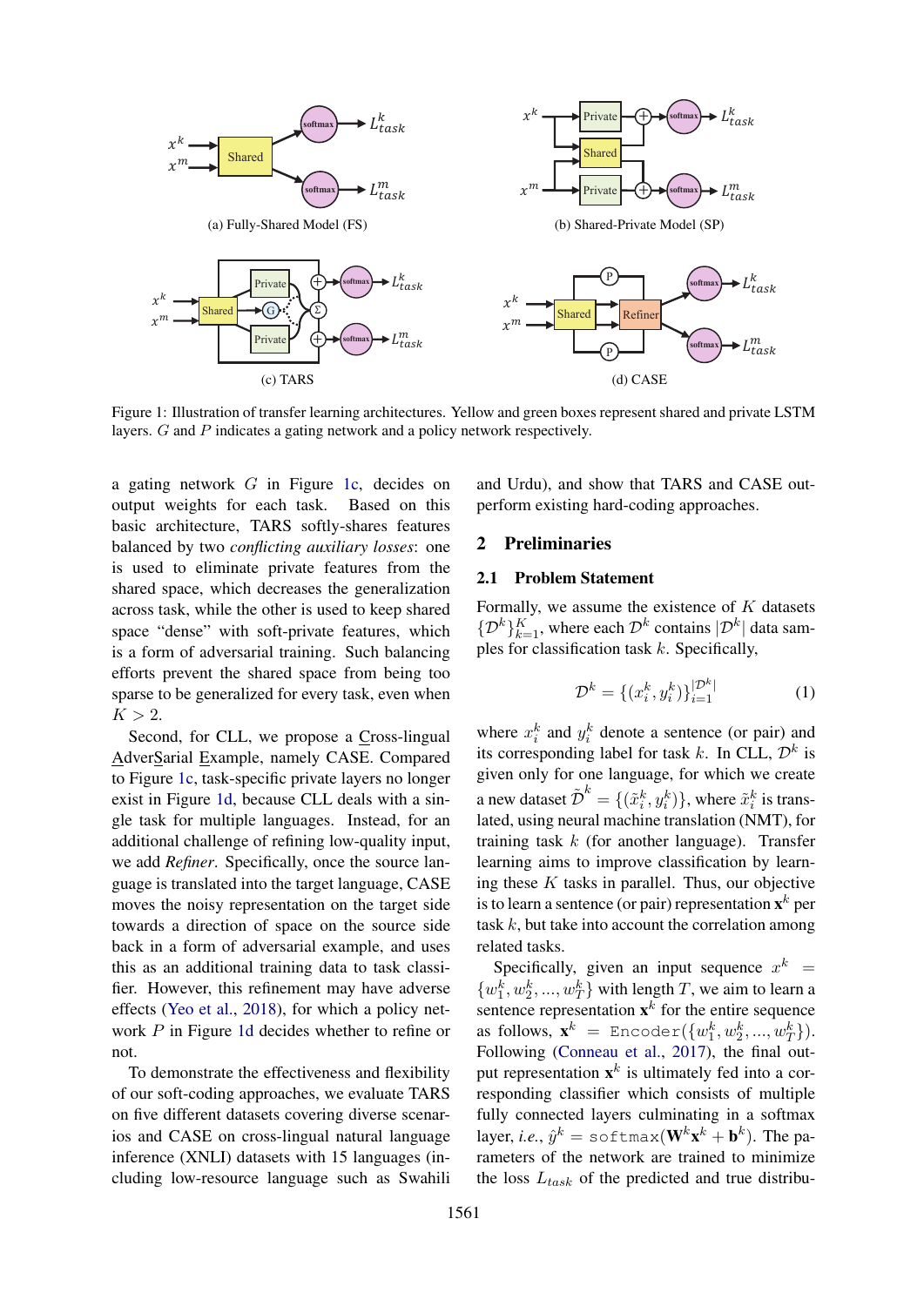Figure 1: Illustration of transfer learning architectures. Yellow and green boxes represent shared and private LSTM layers. $G$ and $P$ indicates a gating network and a policy network respectively.

a gating network $G$ in Figure 1c, decides on output weights for each task. Based on this basic architecture, TARS softly-shares features balanced by two *conflicting auxiliary losses*: one is used to eliminate private features from the shared space, which decreases the generalization across task, while the other is used to keep shared space "dense" with soft-private features, which is a form of adversarial training. Such balancing efforts prevent the shared space from being too sparse to be generalized for every task, even when $K > 2$.

Second, for CLL, we propose a Cross-lingual AdverSarial Example, namely CASE. Compared to Figure 1c, task-specific private layers no longer exist in Figure 1d, because CLL deals with a single task for multiple languages. Instead, for an additional challenge of refining low-quality input, we add *Refiner*. Specifically, once the source language is translated into the target language, CASE moves the noisy representation on the target side towards a direction of space on the source side back in a form of adversarial example, and uses this as an additional training data to task classifier. However, this refinement may have adverse effects (Yeo et al., 2018), for which a policy network $P$ in Figure 1d decides whether to refine or not.

To demonstrate the effectiveness and flexibility of our soft-coding approaches, we evaluate TARS on five different datasets covering diverse scenarios and CASE on cross-lingual natural language inference (XNLI) datasets with 15 languages (including low-resource language such as Swahili and Urdu), and show that TARS and CASE outperform existing hard-coding approaches.

## 2 Preliminaries

### 2.1 Problem Statement

Formally, we assume the existence of $K$ datasets $\{\mathcal{D}^k\}_{k=1}^{K}$, where each $\mathcal{D}^k$ contains $|\mathcal{D}^k|$ data samples for classification task $k$. Specifically,

$$\mathcal{D}^k = \{(x_i^k, y_i^k)\}_{i=1}^{|\mathcal{D}^k|} \tag{1}$$

where $x_i^k$ and $y_i^k$ denote a sentence (or pair) and its corresponding label for task $k$. In CLL, $\mathcal{D}^k$ is given only for one language, for which we create a new dataset $\tilde{\mathcal{D}}^k = \{(\tilde{x}_i^k, y_i^k)\}$, where $\tilde{x}_i^k$ is translated, using neural machine translation (NMT), for training task $k$ (for another language). Transfer learning aims to improve classification by learning these $K$ tasks in parallel. Thus, our objective is to learn a sentence (or pair) representation $\mathbf{x}^k$ per task $k$, but take into account the correlation among related tasks.

Specifically, given an input sequence $x^k = \{w_1^k, w_2^k, ..., w_T^k\}$ with length $T$, we aim to learn a sentence representation $\mathbf{x}^k$ for the entire sequence as follows, $\mathbf{x}^k = \texttt{Encoder}(\{w_1^k, w_2^k, ..., w_T^k\})$. Following (Conneau et al., 2017), the final output representation $\mathbf{x}^k$ is ultimately fed into a corresponding classifier which consists of multiple fully connected layers culminating in a softmax layer, *i.e.*, $\hat{y}^k = \texttt{softmax}(\mathbf{W}^k\mathbf{x}^k + \mathbf{b}^k)$. The parameters of the network are trained to minimize the loss $L_{task}$ of the predicted and true distribu-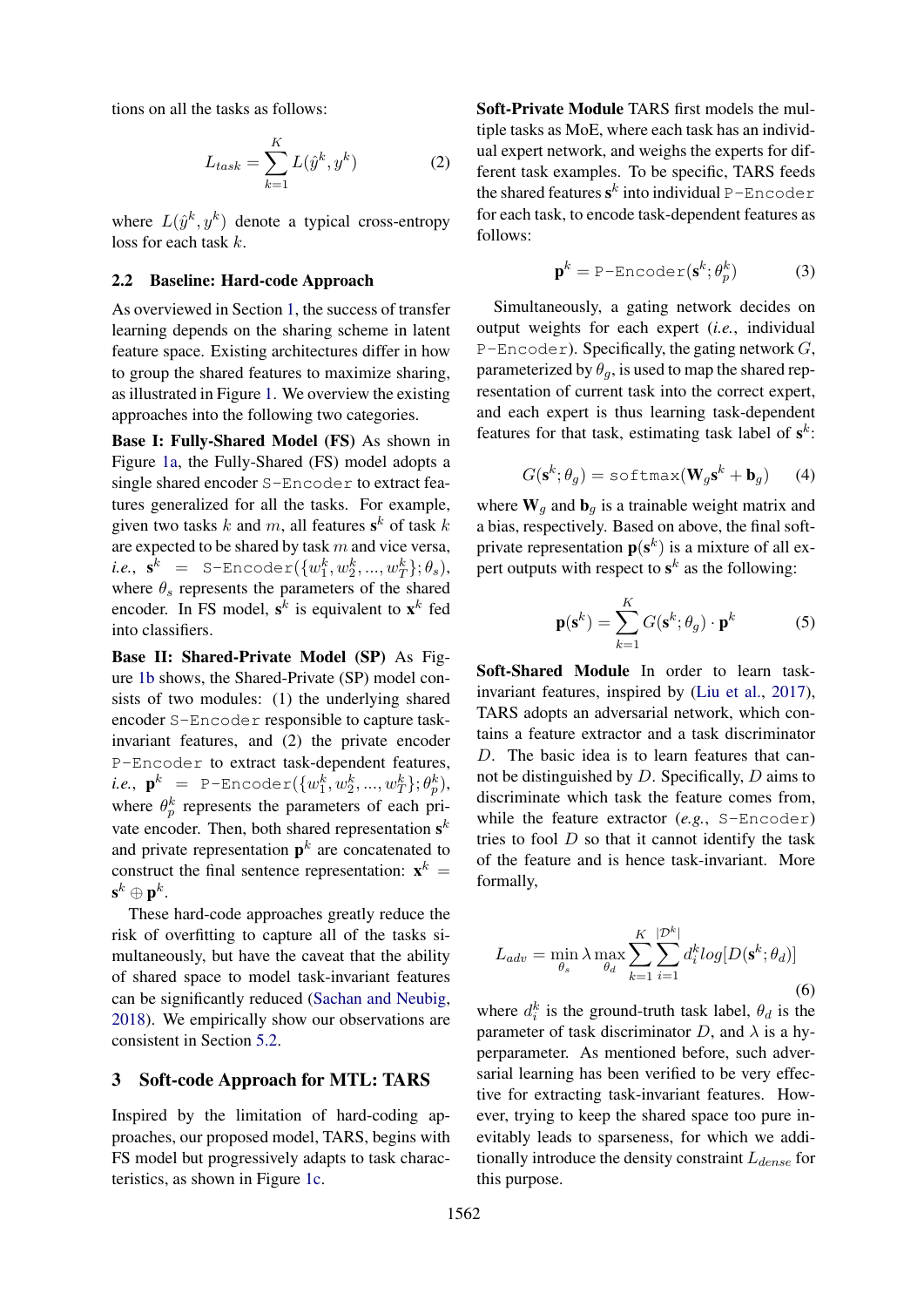tions on all the tasks as follows:

$$L_{task} = \sum_{k=1}^{K} L(\hat{y}^k, y^k) \tag{2}$$

where $L(\hat{y}^k, y^k)$ denote a typical cross-entropy loss for each task $k$.

### 2.2 Baseline: Hard-code Approach

As overviewed in Section 1, the success of transfer learning depends on the sharing scheme in latent feature space. Existing architectures differ in how to group the shared features to maximize sharing, as illustrated in Figure 1. We overview the existing approaches into the following two categories.

**Base I: Fully-Shared Model (FS)** As shown in Figure 1a, the Fully-Shared (FS) model adopts a single shared encoder `S-Encoder` to extract features generalized for all the tasks. For example, given two tasks $k$ and $m$, all features $\mathbf{s}^k$ of task $k$ are expected to be shared by task $m$ and vice versa, *i.e.*, $\mathbf{s}^k = \texttt{S-Encoder}(\{w_1^k, w_2^k, ..., w_T^k\}; \theta_s)$, where $\theta_s$ represents the parameters of the shared encoder. In FS model, $\mathbf{s}^k$ is equivalent to $\mathbf{x}^k$ fed into classifiers.

**Base II: Shared-Private Model (SP)** As Figure 1b shows, the Shared-Private (SP) model consists of two modules: (1) the underlying shared encoder `S-Encoder` responsible to capture task-invariant features, and (2) the private encoder `P-Encoder` to extract task-dependent features, *i.e.*, $\mathbf{p}^k = \texttt{P-Encoder}(\{w_1^k, w_2^k, ..., w_T^k\}; \theta_p^k)$, where $\theta_p^k$ represents the parameters of each private encoder. Then, both shared representation $\mathbf{s}^k$ and private representation $\mathbf{p}^k$ are concatenated to construct the final sentence representation: $\mathbf{x}^k = \mathbf{s}^k \oplus \mathbf{p}^k$.

These hard-code approaches greatly reduce the risk of overfitting to capture all of the tasks simultaneously, but have the caveat that the ability of shared space to model task-invariant features can be significantly reduced (Sachan and Neubig, 2018). We empirically show our observations are consistent in Section 5.2.

## 3 Soft-code Approach for MTL: TARS

Inspired by the limitation of hard-coding approaches, our proposed model, TARS, begins with FS model but progressively adapts to task characteristics, as shown in Figure 1c.

**Soft-Private Module** TARS first models the multiple tasks as MoE, where each task has an individual expert network, and weighs the experts for different task examples. To be specific, TARS feeds the shared features $\mathbf{s}^k$ into individual `P-Encoder` for each task, to encode task-dependent features as follows:

$$\mathbf{p}^k = \texttt{P-Encoder}(\mathbf{s}^k; \theta_p^k) \tag{3}$$

Simultaneously, a gating network decides on output weights for each expert (*i.e.*, individual `P-Encoder`). Specifically, the gating network $G$, parameterized by $\theta_g$, is used to map the shared representation of current task into the correct expert, and each expert is thus learning task-dependent features for that task, estimating task label of $\mathbf{s}^k$:

$$G(\mathbf{s}^k; \theta_g) = \texttt{softmax}(\mathbf{W}_g \mathbf{s}^k + \mathbf{b}_g) \tag{4}$$

where $\mathbf{W}_g$ and $\mathbf{b}_g$ is a trainable weight matrix and a bias, respectively. Based on above, the final soft-private representation $\mathbf{p}(\mathbf{s}^k)$ is a mixture of all expert outputs with respect to $\mathbf{s}^k$ as the following:

$$\mathbf{p}(\mathbf{s}^k) = \sum_{k=1}^{K} G(\mathbf{s}^k; \theta_g) \cdot \mathbf{p}^k \tag{5}$$

**Soft-Shared Module** In order to learn task-invariant features, inspired by (Liu et al., 2017), TARS adopts an adversarial network, which contains a feature extractor and a task discriminator $D$. The basic idea is to learn features that cannot be distinguished by $D$. Specifically, $D$ aims to discriminate which task the feature comes from, while the feature extractor (*e.g.*, `S-Encoder`) tries to fool $D$ so that it cannot identify the task of the feature and is hence task-invariant. More formally,

$$L_{adv} = \min_{\theta_s} \lambda \max_{\theta_d} \sum_{k=1}^{K} \sum_{i=1}^{|\mathcal{D}^k|} d_i^k log[D(\mathbf{s}^k; \theta_d)] \tag{6}$$

where $d_i^k$ is the ground-truth task label, $\theta_d$ is the parameter of task discriminator $D$, and $\lambda$ is a hyperparameter. As mentioned before, such adversarial learning has been verified to be very effective for extracting task-invariant features. However, trying to keep the shared space too pure inevitably leads to sparseness, for which we additionally introduce the density constraint $L_{dense}$ for this purpose.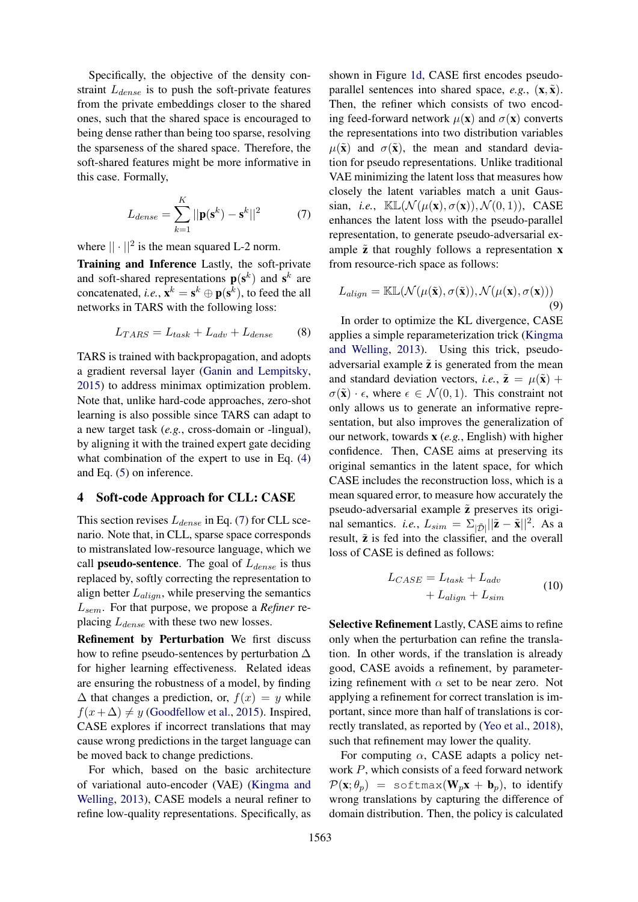Specifically, the objective of the density constraint $L_{dense}$ is to push the soft-private features from the private embeddings closer to the shared ones, such that the shared space is encouraged to being dense rather than being too sparse, resolving the sparseness of the shared space. Therefore, the soft-shared features might be more informative in this case. Formally,

$$L_{dense} = \sum_{k=1}^{K} ||\mathbf{p}(\mathbf{s}^k) - \mathbf{s}^k||^2 \tag{7}$$

where $|| \cdot ||^2$ is the mean squared L-2 norm.

**Training and Inference** Lastly, the soft-private and soft-shared representations $\mathbf{p}(\mathbf{s}^k)$ and $\mathbf{s}^k$ are concatenated, *i.e.*, $\mathbf{x}^k = \mathbf{s}^k \oplus \mathbf{p}(\mathbf{s}^k)$, to feed the all networks in TARS with the following loss:

$$L_{TARS} = L_{task} + L_{adv} + L_{dense} \tag{8}$$

TARS is trained with backpropagation, and adopts a gradient reversal layer (Ganin and Lempitsky, 2015) to address minimax optimization problem. Note that, unlike hard-code approaches, zero-shot learning is also possible since TARS can adapt to a new target task (*e.g.*, cross-domain or -lingual), by aligning it with the trained expert gate deciding what combination of the expert to use in Eq. (4) and Eq. (5) on inference.

## 4 Soft-code Approach for CLL: CASE

This section revises $L_{dense}$ in Eq. (7) for CLL scenario. Note that, in CLL, sparse space corresponds to mistranslated low-resource language, which we call **pseudo-sentence**. The goal of $L_{dense}$ is thus replaced by, softly correcting the representation to align better $L_{align}$, while preserving the semantics $L_{sem}$. For that purpose, we propose a *Refiner* replacing $L_{dense}$ with these two new losses.

**Refinement by Perturbation** We first discuss how to refine pseudo-sentences by perturbation $\Delta$ for higher learning effectiveness. Related ideas are ensuring the robustness of a model, by finding $\Delta$ that changes a prediction, or, $f(x) = y$ while $f(x+\Delta) \neq y$ (Goodfellow et al., 2015). Inspired, CASE explores if incorrect translations that may cause wrong predictions in the target language can be moved back to change predictions.

For which, based on the basic architecture of variational auto-encoder (VAE) (Kingma and Welling, 2013), CASE models a neural refiner to refine low-quality representations. Specifically, as shown in Figure 1d, CASE first encodes pseudo-parallel sentences into shared space, *e.g.*, $(\mathbf{x}, \tilde{\mathbf{x}})$. Then, the refiner which consists of two encoding feed-forward network $\mu(\mathbf{x})$ and $\sigma(\mathbf{x})$ converts the representations into two distribution variables $\mu(\tilde{\mathbf{x}})$ and $\sigma(\tilde{\mathbf{x}})$, the mean and standard deviation for pseudo representations. Unlike traditional VAE minimizing the latent loss that measures how closely the latent variables match a unit Gaussian, *i.e.*, $\mathbb{KL}(\mathcal{N}(\mu(\mathbf{x}), \sigma(\mathbf{x})), \mathcal{N}(0, 1))$, CASE enhances the latent loss with the pseudo-parallel representation, to generate pseudo-adversarial example $\tilde{\mathbf{z}}$ that roughly follows a representation $\mathbf{x}$ from resource-rich space as follows:

$$L_{align} = \mathbb{KL}(\mathcal{N}(\mu(\tilde{\mathbf{x}}), \sigma(\tilde{\mathbf{x}})), \mathcal{N}(\mu(\mathbf{x}), \sigma(\mathbf{x}))) \tag{9}$$

In order to optimize the KL divergence, CASE applies a simple reparameterization trick (Kingma and Welling, 2013). Using this trick, pseudo-adversarial example $\tilde{\mathbf{z}}$ is generated from the mean and standard deviation vectors, *i.e.*, $\tilde{\mathbf{z}} = \mu(\tilde{\mathbf{x}}) + \sigma(\tilde{\mathbf{x}}) \cdot \epsilon$, where $\epsilon \in \mathcal{N}(0, 1)$. This constraint not only allows us to generate an informative representation, but also improves the generalization of our network, towards $\mathbf{x}$ (*e.g.*, English) with higher confidence. Then, CASE aims at preserving its original semantics in the latent space, for which CASE includes the reconstruction loss, which is a mean squared error, to measure how accurately the pseudo-adversarial example $\tilde{\mathbf{z}}$ preserves its original semantics. *i.e.*, $L_{sim} = \Sigma_{|\tilde{\mathcal{D}}|}||\tilde{\mathbf{z}} - \tilde{\mathbf{x}}||^2$. As a result, $\tilde{\mathbf{z}}$ is fed into the classifier, and the overall loss of CASE is defined as follows:

$$\begin{aligned} L_{CASE} = L_{task} &+ L_{adv} \\ &+ L_{align} + L_{sim} \end{aligned} \tag{10}$$

**Selective Refinement** Lastly, CASE aims to refine only when the perturbation can refine the translation. In other words, if the translation is already good, CASE avoids a refinement, by parameterizing refinement with $\alpha$ set to be near zero. Not applying a refinement for correct translation is important, since more than half of translations is correctly translated, as reported by (Yeo et al., 2018), such that refinement may lower the quality.

For computing $\alpha$, CASE adapts a policy network $P$, which consists of a feed forward network $\mathcal{P}(\mathbf{x}; \theta_p) = \texttt{softmax}(\mathbf{W}_p\mathbf{x} + \mathbf{b}_p)$, to identify wrong translations by capturing the difference of domain distribution. Then, the policy is calculated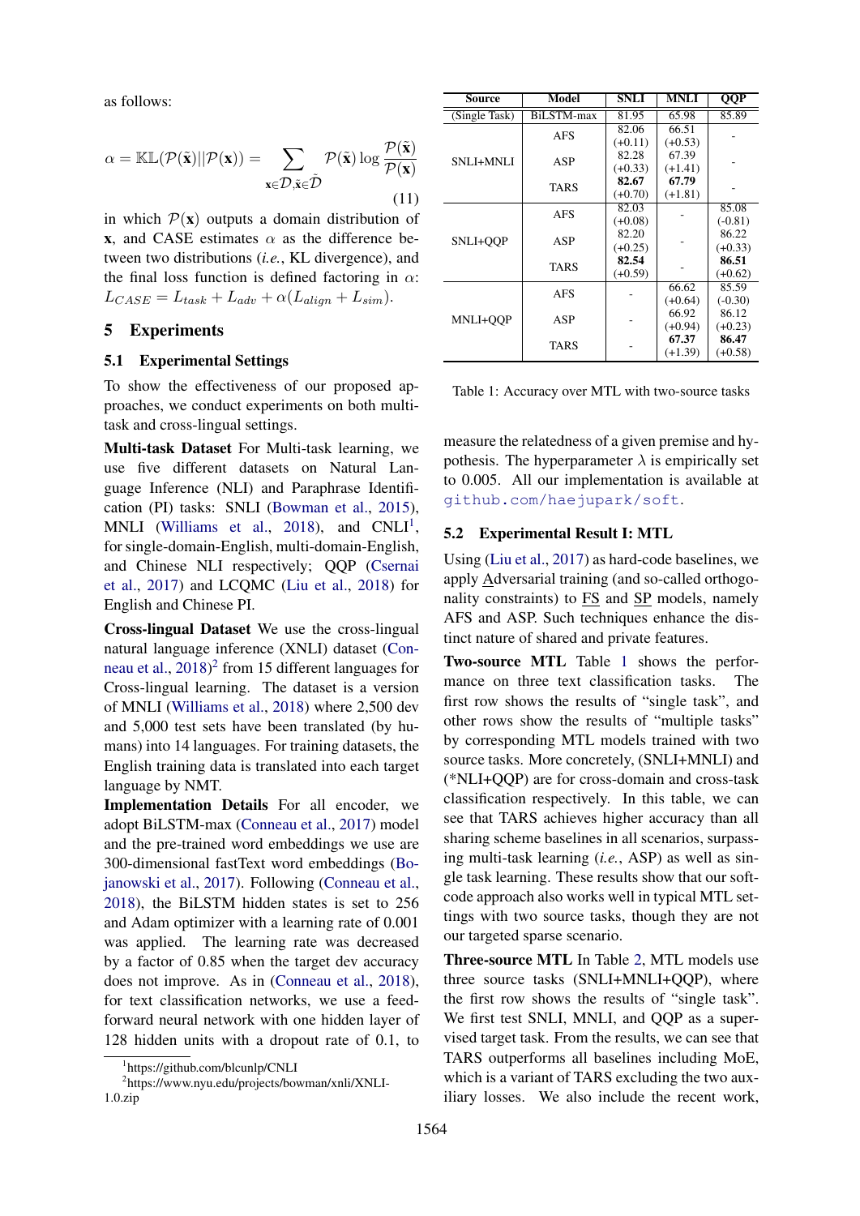as follows:

$$\alpha = \mathbb{KL}(\mathcal{P}(\tilde{\mathbf{x}})||\mathcal{P}(\mathbf{x})) = \sum_{\mathbf{x}\in\mathcal{D},\tilde{\mathbf{x}}\in\tilde{\mathcal{D}}} \mathcal{P}(\tilde{\mathbf{x}}) \log \frac{\mathcal{P}(\tilde{\mathbf{x}})}{\mathcal{P}(\mathbf{x})} \tag{11}$$

in which $\mathcal{P}(\mathbf{x})$ outputs a domain distribution of $\mathbf{x}$, and CASE estimates $\alpha$ as the difference between two distributions (*i.e.*, KL divergence), and the final loss function is defined factoring in $\alpha$: $L_{CASE} = L_{task} + L_{adv} + \alpha(L_{align} + L_{sim})$.

## 5 Experiments

### 5.1 Experimental Settings

To show the effectiveness of our proposed approaches, we conduct experiments on both multi-task and cross-lingual settings.

**Multi-task Dataset** For Multi-task learning, we use five different datasets on Natural Language Inference (NLI) and Paraphrase Identification (PI) tasks: SNLI (Bowman et al., 2015), MNLI (Williams et al., 2018), and CNLI[1], for single-domain-English, multi-domain-English, and Chinese NLI respectively; QQP (Csernai et al., 2017) and LCQMC (Liu et al., 2018) for English and Chinese PI.

**Cross-lingual Dataset** We use the cross-lingual natural language inference (XNLI) dataset (Conneau et al., 2018)[2] from 15 different languages for Cross-lingual learning. The dataset is a version of MNLI (Williams et al., 2018) where 2,500 dev and 5,000 test sets have been translated (by humans) into 14 languages. For training datasets, the English training data is translated into each target language by NMT.

**Implementation Details** For all encoder, we adopt BiLSTM-max (Conneau et al., 2017) model and the pre-trained word embeddings we use are 300-dimensional fastText word embeddings (Bojanowski et al., 2017). Following (Conneau et al., 2018), the BiLSTM hidden states is set to 256 and Adam optimizer with a learning rate of 0.001 was applied. The learning rate was decreased by a factor of 0.85 when the target dev accuracy does not improve. As in (Conneau et al., 2018), for text classification networks, we use a feed-forward neural network with one hidden layer of 128 hidden units with a dropout rate of 0.1, to measure the relatedness of a given premise and hypothesis. The hyperparameter $\lambda$ is empirically set to 0.005. All our implementation is available at github.com/haejupark/soft.

[1] https://github.com/blcunlp/CNLI

[2] https://www.nyu.edu/projects/bowman/xnli/XNLI-1.0.zip

| Source | Model | SNLI | MNLI | QQP |
|---|---|---|---|---|
| (Single Task) | BiLSTM-max | 81.95 | 65.98 | 85.89 |
| SNLI+MNLI | AFS | 82.06 (+0.11) | 66.51 (+0.53) | - |
| | ASP | 82.28 (+0.33) | 67.39 (+1.41) | - |
| | TARS | **82.67** (+0.70) | **67.79** (+1.81) | - |
| SNLI+QQP | AFS | 82.03 (+0.08) | - | 85.08 (-0.81) |
| | ASP | 82.20 (+0.25) | - | 86.22 (+0.33) |
| | TARS | **82.54** (+0.59) | - | **86.51** (+0.62) |
| MNLI+QQP | AFS | - | 66.62 (+0.64) | 85.59 (-0.30) |
| | ASP | - | 66.92 (+0.94) | 86.12 (+0.23) |
| | TARS | - | **67.37** (+1.39) | **86.47** (+0.58) |

Table 1: Accuracy over MTL with two-source tasks

### 5.2 Experimental Result I: MTL

Using (Liu et al., 2017) as hard-code baselines, we apply Adversarial training (and so-called orthogonality constraints) to FS and SP models, namely AFS and ASP. Such techniques enhance the distinct nature of shared and private features.

**Two-source MTL** Table 1 shows the performance on three text classification tasks. The first row shows the results of "single task", and other rows show the results of "multiple tasks" by corresponding MTL models trained with two source tasks. More concretely, (SNLI+MNLI) and (*NLI+QQP) are for cross-domain and cross-task classification respectively. In this table, we can see that TARS achieves higher accuracy than all sharing scheme baselines in all scenarios, surpassing multi-task learning (*i.e.*, ASP) as well as single task learning. These results show that our soft-code approach also works well in typical MTL settings with two source tasks, though they are not our targeted sparse scenario.

**Three-source MTL** In Table 2, MTL models use three source tasks (SNLI+MNLI+QQP), where the first row shows the results of "single task". We first test SNLI, MNLI, and QQP as a supervised target task. From the results, we can see that TARS outperforms all baselines including MoE, which is a variant of TARS excluding the two auxiliary losses. We also include the recent work,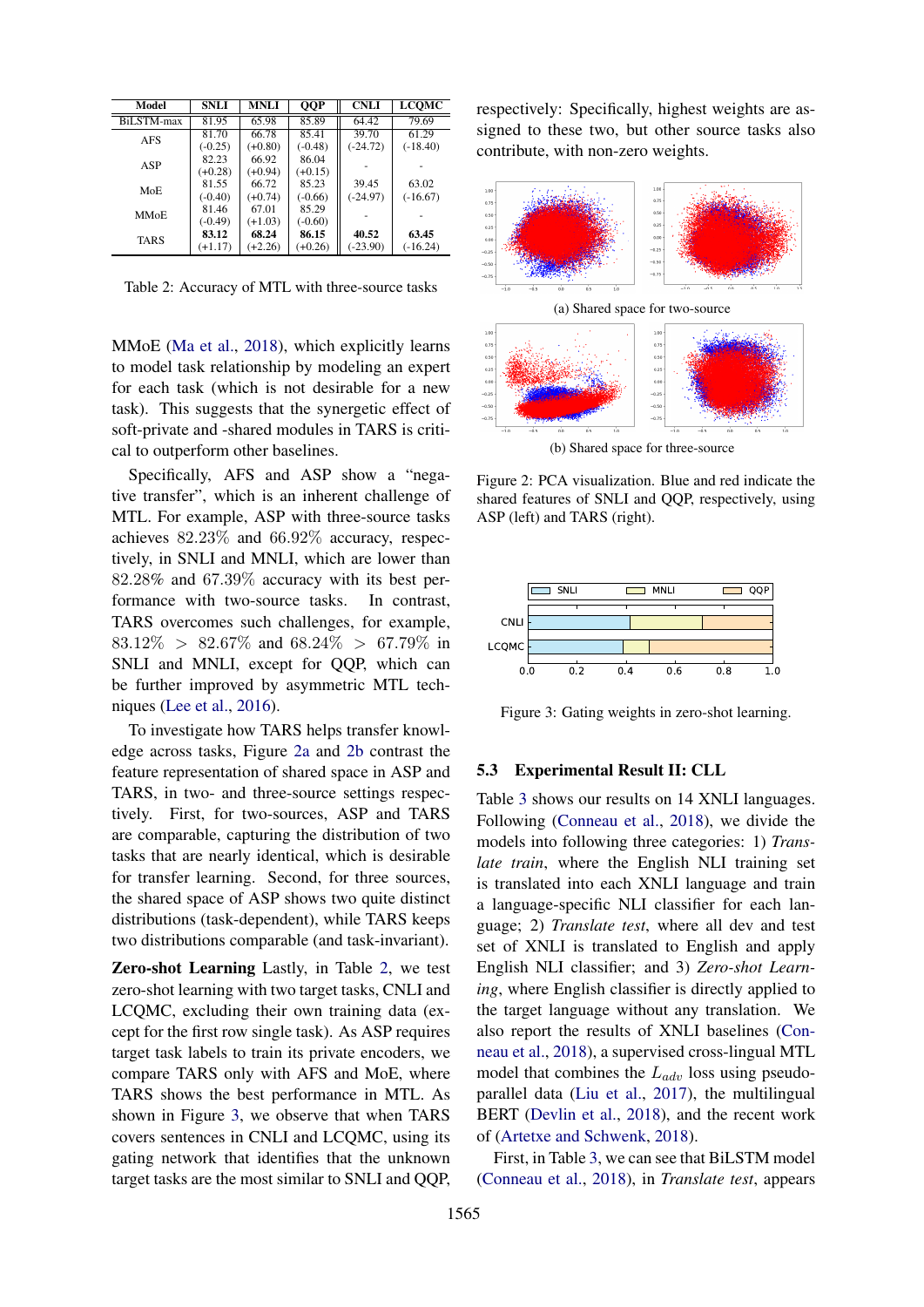| Model | SNLI | MNLI | QQP | CNLI | LCQMC |
|---|---|---|---|---|---|
| BiLSTM-max | 81.95 | 65.98 | 85.89 | 64.42 | 79.69 |
| AFS | 81.70 (-0.25) | 66.78 (+0.80) | 85.41 (-0.48) | 39.70 (-24.72) | 61.29 (-18.40) |
| ASP | 82.23 (+0.28) | 66.92 (+0.94) | 86.04 (+0.15) | - | - |
| MoE | 81.55 (-0.40) | 66.72 (+0.74) | 85.23 (-0.66) | 39.45 (-24.97) | 63.02 (-16.67) |
| MMoE | 81.46 (-0.49) | 67.01 (+1.03) | 85.29 (-0.60) | - | - |
| TARS | **83.12** (+1.17) | **68.24** (+2.26) | **86.15** (+0.26) | **40.52** (-23.90) | **63.45** (-16.24) |

Table 2: Accuracy of MTL with three-source tasks

MMoE (Ma et al., 2018), which explicitly learns to model task relationship by modeling an expert for each task (which is not desirable for a new task). This suggests that the synergetic effect of soft-private and -shared modules in TARS is critical to outperform other baselines.

Specifically, AFS and ASP show a "negative transfer", which is an inherent challenge of MTL. For example, ASP with three-source tasks achieves 82.23% and 66.92% accuracy, respectively, in SNLI and MNLI, which are lower than 82.28% and 67.39% accuracy with its best performance with two-source tasks. In contrast, TARS overcomes such challenges, for example, 83.12% > 82.67% and 68.24% > 67.79% in SNLI and MNLI, except for QQP, which can be further improved by asymmetric MTL techniques (Lee et al., 2016).

To investigate how TARS helps transfer knowledge across tasks, Figure 2a and 2b contrast the feature representation of shared space in ASP and TARS, in two- and three-source settings respectively. First, for two-sources, ASP and TARS are comparable, capturing the distribution of two tasks that are nearly identical, which is desirable for transfer learning. Second, for three sources, the shared space of ASP shows two quite distinct distributions (task-dependent), while TARS keeps two distributions comparable (and task-invariant).

**Zero-shot Learning** Lastly, in Table 2, we test zero-shot learning with two target tasks, CNLI and LCQMC, excluding their own training data (except for the first row single task). As ASP requires target task labels to train its private encoders, we compare TARS only with AFS and MoE, where TARS shows the best performance in MTL. As shown in Figure 3, we observe that when TARS covers sentences in CNLI and LCQMC, using its gating network that identifies that the unknown target tasks are the most similar to SNLI and QQP, respectively: Specifically, highest weights are assigned to these two, but other source tasks also contribute, with non-zero weights.

(a) Shared space for two-source

(b) Shared space for three-source

Figure 2: PCA visualization. Blue and red indicate the shared features of SNLI and QQP, respectively, using ASP (left) and TARS (right).

SNLI
MNLI
QQP
CNLI
LCQMC
0.0
0.2
0.4
0.6
0.8
1.0

Figure 3: Gating weights in zero-shot learning.

### 5.3 Experimental Result II: CLL

Table 3 shows our results on 14 XNLI languages. Following (Conneau et al., 2018), we divide the models into following three categories: 1) *Translate train*, where the English NLI training set is translated into each XNLI language and train a language-specific NLI classifier for each language; 2) *Translate test*, where all dev and test set of XNLI is translated to English and apply English NLI classifier; and 3) *Zero-shot Learning*, where English classifier is directly applied to the target language without any translation. We also report the results of XNLI baselines (Conneau et al., 2018), a supervised cross-lingual MTL model that combines the $L_{adv}$ loss using pseudo-parallel data (Liu et al., 2017), the multilingual BERT (Devlin et al., 2018), and the recent work of (Artetxe and Schwenk, 2018).

First, in Table 3, we can see that BiLSTM model (Conneau et al., 2018), in *Translate test*, appears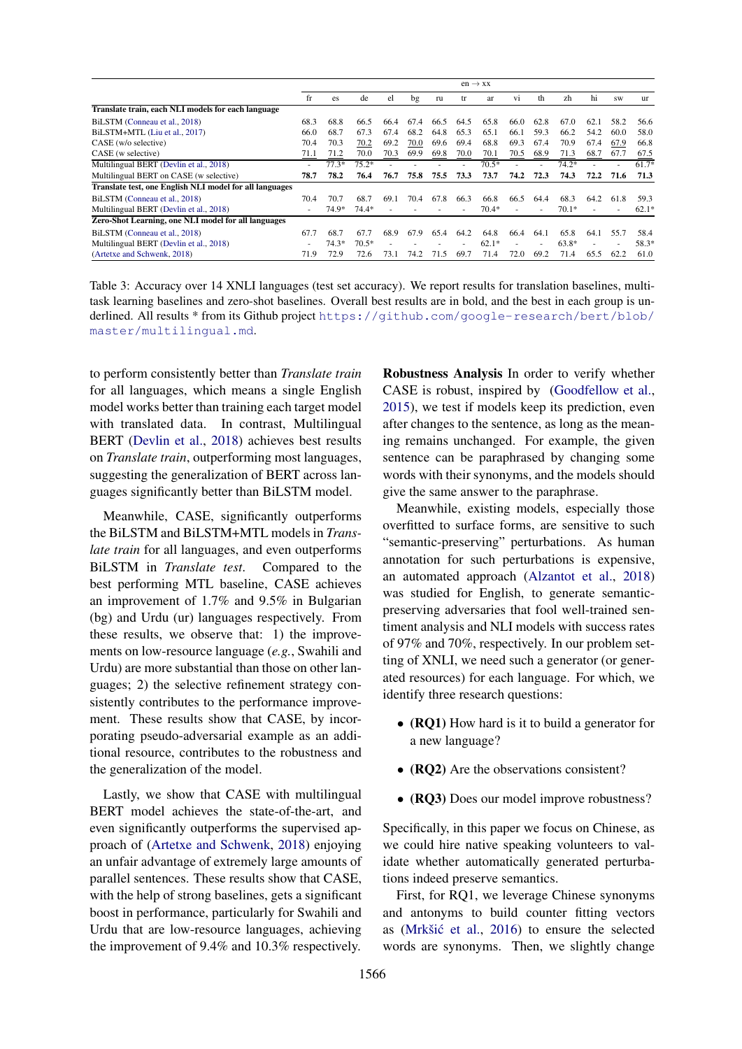| | en → xx | | | | | | | | | | | | | | |
|---|---|---|---|---|---|---|---|---|---|---|---|---|---|---|---|
| | fr | es | de | el | bg | ru | tr | ar | vi | th | zh | hi | sw | ur |
| **Translate train, each NLI models for each language** | | | | | | | | | | | | | | |
| BiLSTM (Conneau et al., 2018) | 68.3 | 68.8 | 66.5 | 66.4 | 67.4 | 66.5 | 64.5 | 65.8 | 66.0 | 62.8 | 67.0 | 62.1 | 58.2 | 56.6 |
| BiLSTM+MTL (Liu et al., 2017) | 66.0 | 68.7 | 67.3 | 67.4 | 68.2 | 64.8 | 65.3 | 65.1 | 66.1 | 59.3 | 66.2 | 54.2 | 60.0 | 58.0 |
| CASE (w/o selective) | 70.4 | 70.3 | <u>70.2</u> | 69.2 | <u>70.0</u> | 69.6 | 69.4 | 68.8 | 69.3 | 67.4 | 70.9 | 67.4 | <u>67.9</u> | 66.8 |
| CASE (w selective) | <u>71.1</u> | <u>71.2</u> | 70.0 | <u>70.3</u> | 69.9 | <u>69.8</u> | <u>70.0</u> | <u>70.1</u> | <u>70.5</u> | <u>68.9</u> | <u>71.3</u> | <u>68.7</u> | 67.7 | <u>67.5</u> |
| Multilingual BERT (Devlin et al., 2018) | - | 77.3* | 75.2* | - | - | - | - | 70.5* | - | - | 74.2* | - | - | 61.7* |
| Multilingual BERT on CASE (w selective) | **78.7** | **78.2** | **76.4** | **76.7** | **75.8** | **75.5** | **73.3** | **73.7** | **74.2** | **72.3** | **74.3** | **72.2** | **71.6** | **71.3** |
| **Translate test, one English NLI model for all languages** | | | | | | | | | | | | | | |
| BiLSTM (Conneau et al., 2018) | 70.4 | 70.7 | 68.7 | 69.1 | 70.4 | 67.8 | 66.3 | 66.8 | 66.5 | 64.4 | 68.3 | 64.2 | 61.8 | 59.3 |
| Multilingual BERT (Devlin et al., 2018) | - | 74.9* | 74.4* | - | - | - | - | 70.4* | - | - | 70.1* | - | - | 62.1* |
| **Zero-Shot Learning, one NLI model for all languages** | | | | | | | | | | | | | | |
| BiLSTM (Conneau et al., 2018) | 67.7 | 68.7 | 67.7 | 68.9 | 67.9 | 65.4 | 64.2 | 64.8 | 66.4 | 64.1 | 65.8 | 64.1 | 55.7 | 58.4 |
| Multilingual BERT (Devlin et al., 2018) | - | 74.3* | 70.5* | - | - | - | - | 62.1* | - | - | 63.8* | - | - | 58.3* |
| (Artetxe and Schwenk, 2018) | 71.9 | 72.9 | 72.6 | 73.1 | 74.2 | 71.5 | 69.7 | 71.4 | 72.0 | 69.2 | 71.4 | 65.5 | 62.2 | 61.0 |

Table 3: Accuracy over 14 XNLI languages (test set accuracy). We report results for translation baselines, multi-task learning baselines and zero-shot baselines. Overall best results are in bold, and the best in each group is underlined. All results * from its Github project https://github.com/google-research/bert/blob/master/multilingual.md.

to perform consistently better than *Translate train* for all languages, which means a single English model works better than training each target model with translated data. In contrast, Multilingual BERT (Devlin et al., 2018) achieves best results on *Translate train*, outperforming most languages, suggesting the generalization of BERT across languages significantly better than BiLSTM model.

Meanwhile, CASE, significantly outperforms the BiLSTM and BiLSTM+MTL models in *Translate train* for all languages, and even outperforms BiLSTM in *Translate test*. Compared to the best performing MTL baseline, CASE achieves an improvement of 1.7% and 9.5% in Bulgarian (bg) and Urdu (ur) languages respectively. From these results, we observe that: 1) the improvements on low-resource language (*e.g.*, Swahili and Urdu) are more substantial than those on other languages; 2) the selective refinement strategy consistently contributes to the performance improvement. These results show that CASE, by incorporating pseudo-adversarial example as an additional resource, contributes to the robustness and the generalization of the model.

Lastly, we show that CASE with multilingual BERT model achieves the state-of-the-art, and even significantly outperforms the supervised approach of (Artetxe and Schwenk, 2018) enjoying an unfair advantage of extremely large amounts of parallel sentences. These results show that CASE, with the help of strong baselines, gets a significant boost in performance, particularly for Swahili and Urdu that are low-resource languages, achieving the improvement of 9.4% and 10.3% respectively.

**Robustness Analysis** In order to verify whether CASE is robust, inspired by (Goodfellow et al., 2015), we test if models keep its prediction, even after changes to the sentence, as long as the meaning remains unchanged. For example, the given sentence can be paraphrased by changing some words with their synonyms, and the models should give the same answer to the paraphrase.

Meanwhile, existing models, especially those overfitted to surface forms, are sensitive to such "semantic-preserving" perturbations. As human annotation for such perturbations is expensive, an automated approach (Alzantot et al., 2018) was studied for English, to generate semantic-preserving adversaries that fool well-trained sentiment analysis and NLI models with success rates of 97% and 70%, respectively. In our problem setting of XNLI, we need such a generator (or generated resources) for each language. For which, we identify three research questions:

- **(RQ1)** How hard is it to build a generator for a new language?
- **(RQ2)** Are the observations consistent?
- **(RQ3)** Does our model improve robustness?

Specifically, in this paper we focus on Chinese, as we could hire native speaking volunteers to validate whether automatically generated perturbations indeed preserve semantics.

First, for RQ1, we leverage Chinese synonyms and antonyms to build counter fitting vectors as (Mrkšić et al., 2016) to ensure the selected words are synonyms. Then, we slightly change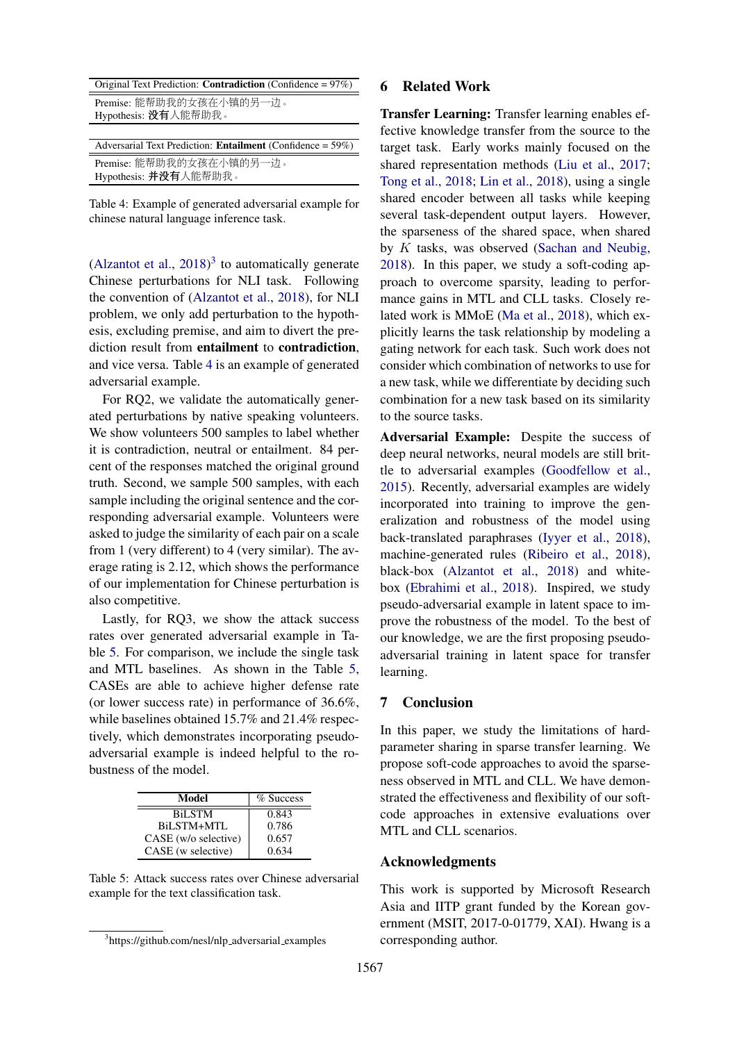| Original Text Prediction: **Contradiction** (Confidence = 97%) |
| --- |
| Premise: 能帮助我的女孩在小镇的另一边。<br>Hypothesis: **没有**人能帮助我。 |

| Adversarial Text Prediction: **Entailment** (Confidence = 59%) |
| --- |
| Premise: 能帮助我的女孩在小镇的另一边。<br>Hypothesis: **并没有**人能帮助我。 |

Table 4: Example of generated adversarial example for chinese natural language inference task.

(Alzantot et al., 2018)[3] to automatically generate Chinese perturbations for NLI task. Following the convention of (Alzantot et al., 2018), for NLI problem, we only add perturbation to the hypothesis, excluding premise, and aim to divert the prediction result from **entailment** to **contradiction**, and vice versa. Table 4 is an example of generated adversarial example.

For RQ2, we validate the automatically generated perturbations by native speaking volunteers. We show volunteers 500 samples to label whether it is contradiction, neutral or entailment. 84 percent of the responses matched the original ground truth. Second, we sample 500 samples, with each sample including the original sentence and the corresponding adversarial example. Volunteers were asked to judge the similarity of each pair on a scale from 1 (very different) to 4 (very similar). The average rating is 2.12, which shows the performance of our implementation for Chinese perturbation is also competitive.

Lastly, for RQ3, we show the attack success rates over generated adversarial example in Table 5. For comparison, we include the single task and MTL baselines. As shown in the Table 5, CASEs are able to achieve higher defense rate (or lower success rate) in performance of 36.6%, while baselines obtained 15.7% and 21.4% respectively, which demonstrates incorporating pseudo-adversarial example is indeed helpful to the robustness of the model.

| Model | % Success |
| --- | --- |
| BiLSTM | 0.843 |
| BiLSTM+MTL | 0.786 |
| CASE (w/o selective) | 0.657 |
| CASE (w selective) | 0.634 |

Table 5: Attack success rates over Chinese adversarial example for the text classification task.

[3] https://github.com/nesl/nlp_adversarial_examples

## 6 Related Work

**Transfer Learning:** Transfer learning enables effective knowledge transfer from the source to the target task. Early works mainly focused on the shared representation methods (Liu et al., 2017; Tong et al., 2018; Lin et al., 2018), using a single shared encoder between all tasks while keeping several task-dependent output layers. However, the sparseness of the shared space, when shared by $K$ tasks, was observed (Sachan and Neubig, 2018). In this paper, we study a soft-coding approach to overcome sparsity, leading to performance gains in MTL and CLL tasks. Closely related work is MMoE (Ma et al., 2018), which explicitly learns the task relationship by modeling a gating network for each task. Such work does not consider which combination of networks to use for a new task, while we differentiate by deciding such combination for a new task based on its similarity to the source tasks.

**Adversarial Example:** Despite the success of deep neural networks, neural models are still brittle to adversarial examples (Goodfellow et al., 2015). Recently, adversarial examples are widely incorporated into training to improve the generalization and robustness of the model using back-translated paraphrases (Iyyer et al., 2018), machine-generated rules (Ribeiro et al., 2018), black-box (Alzantot et al., 2018) and white-box (Ebrahimi et al., 2018). Inspired, we study pseudo-adversarial example in latent space to improve the robustness of the model. To the best of our knowledge, we are the first proposing pseudo-adversarial training in latent space for transfer learning.

## 7 Conclusion

In this paper, we study the limitations of hard-parameter sharing in sparse transfer learning. We propose soft-code approaches to avoid the sparseness observed in MTL and CLL. We have demonstrated the effectiveness and flexibility of our soft-code approaches in extensive evaluations over MTL and CLL scenarios.

## Acknowledgments

This work is supported by Microsoft Research Asia and IITP grant funded by the Korean government (MSIT, 2017-0-01779, XAI). Hwang is a corresponding author.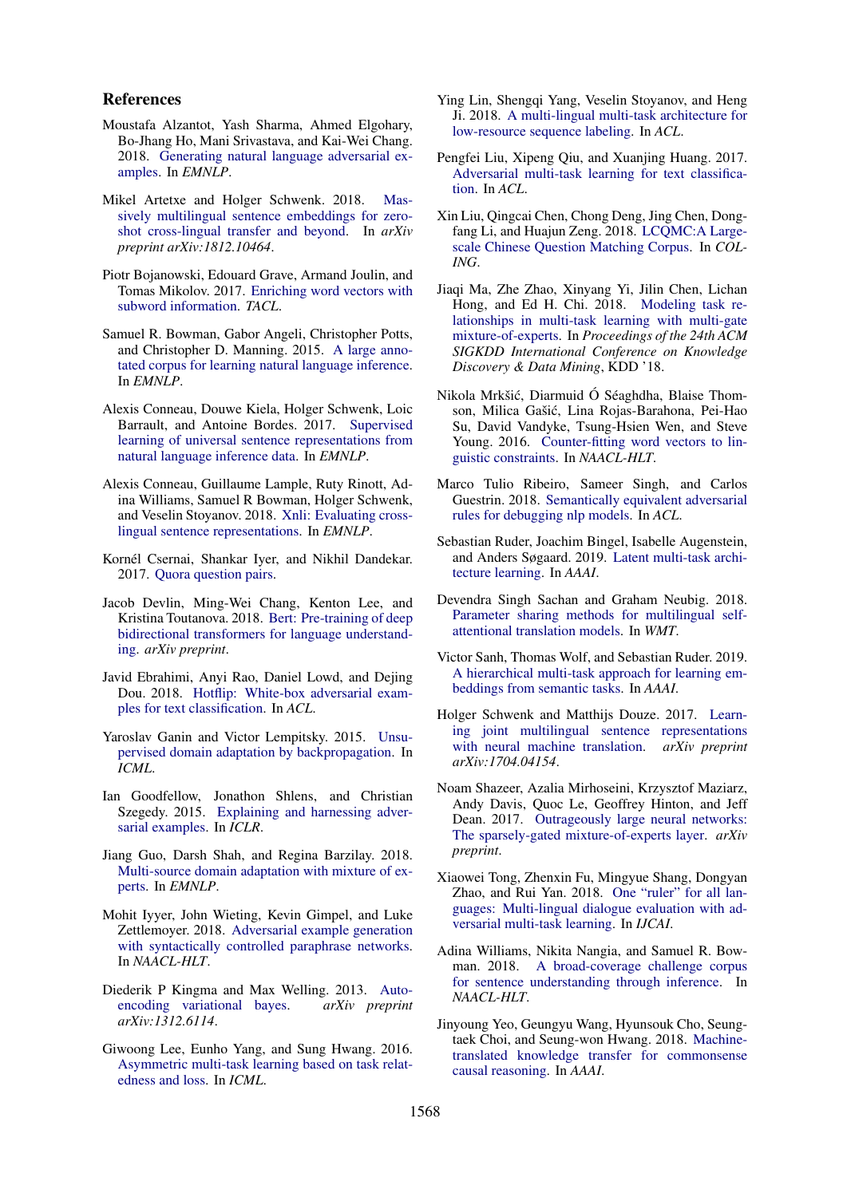## References

Moustafa Alzantot, Yash Sharma, Ahmed Elgohary, Bo-Jhang Ho, Mani Srivastava, and Kai-Wei Chang. 2018. Generating natural language adversarial examples. In *EMNLP*.

Mikel Artetxe and Holger Schwenk. 2018. Massively multilingual sentence embeddings for zero-shot cross-lingual transfer and beyond. In *arXiv preprint arXiv:1812.10464*.

Piotr Bojanowski, Edouard Grave, Armand Joulin, and Tomas Mikolov. 2017. Enriching word vectors with subword information. *TACL*.

Samuel R. Bowman, Gabor Angeli, Christopher Potts, and Christopher D. Manning. 2015. A large annotated corpus for learning natural language inference. In *EMNLP*.

Alexis Conneau, Douwe Kiela, Holger Schwenk, Loic Barrault, and Antoine Bordes. 2017. Supervised learning of universal sentence representations from natural language inference data. In *EMNLP*.

Alexis Conneau, Guillaume Lample, Ruty Rinott, Adina Williams, Samuel R Bowman, Holger Schwenk, and Veselin Stoyanov. 2018. Xnli: Evaluating cross-lingual sentence representations. In *EMNLP*.

Kornél Csernai, Shankar Iyer, and Nikhil Dandekar. 2017. Quora question pairs.

Jacob Devlin, Ming-Wei Chang, Kenton Lee, and Kristina Toutanova. 2018. Bert: Pre-training of deep bidirectional transformers for language understanding. *arXiv preprint*.

Javid Ebrahimi, Anyi Rao, Daniel Lowd, and Dejing Dou. 2018. Hotflip: White-box adversarial examples for text classification. In *ACL*.

Yaroslav Ganin and Victor Lempitsky. 2015. Unsupervised domain adaptation by backpropagation. In *ICML*.

Ian Goodfellow, Jonathon Shlens, and Christian Szegedy. 2015. Explaining and harnessing adversarial examples. In *ICLR*.

Jiang Guo, Darsh Shah, and Regina Barzilay. 2018. Multi-source domain adaptation with mixture of experts. In *EMNLP*.

Mohit Iyyer, John Wieting, Kevin Gimpel, and Luke Zettlemoyer. 2018. Adversarial example generation with syntactically controlled paraphrase networks. In *NAACL-HLT*.

Diederik P Kingma and Max Welling. 2013. Auto-encoding variational bayes. *arXiv preprint arXiv:1312.6114*.

Giwoong Lee, Eunho Yang, and Sung Hwang. 2016. Asymmetric multi-task learning based on task relatedness and loss. In *ICML*.

Ying Lin, Shengqi Yang, Veselin Stoyanov, and Heng Ji. 2018. A multi-lingual multi-task architecture for low-resource sequence labeling. In *ACL*.

Pengfei Liu, Xipeng Qiu, and Xuanjing Huang. 2017. Adversarial multi-task learning for text classification. In *ACL*.

Xin Liu, Qingcai Chen, Chong Deng, Jing Chen, Dongfang Li, and Huajun Zeng. 2018. LCQMC:A Large-scale Chinese Question Matching Corpus. In *COLING*.

Jiaqi Ma, Zhe Zhao, Xinyang Yi, Jilin Chen, Lichan Hong, and Ed H. Chi. 2018. Modeling task relationships in multi-task learning with multi-gate mixture-of-experts. In *Proceedings of the 24th ACM SIGKDD International Conference on Knowledge Discovery & Data Mining*, KDD '18.

Nikola Mrkšić, Diarmuid Ó Séaghdha, Blaise Thomson, Milica Gašić, Lina Rojas-Barahona, Pei-Hao Su, David Vandyke, Tsung-Hsien Wen, and Steve Young. 2016. Counter-fitting word vectors to linguistic constraints. In *NAACL-HLT*.

Marco Tulio Ribeiro, Sameer Singh, and Carlos Guestrin. 2018. Semantically equivalent adversarial rules for debugging nlp models. In *ACL*.

Sebastian Ruder, Joachim Bingel, Isabelle Augenstein, and Anders Søgaard. 2019. Latent multi-task architecture learning. In *AAAI*.

Devendra Singh Sachan and Graham Neubig. 2018. Parameter sharing methods for multilingual self-attentional translation models. In *WMT*.

Victor Sanh, Thomas Wolf, and Sebastian Ruder. 2019. A hierarchical multi-task approach for learning embeddings from semantic tasks. In *AAAI*.

Holger Schwenk and Matthijs Douze. 2017. Learning joint multilingual sentence representations with neural machine translation. *arXiv preprint arXiv:1704.04154*.

Noam Shazeer, Azalia Mirhoseini, Krzysztof Maziarz, Andy Davis, Quoc Le, Geoffrey Hinton, and Jeff Dean. 2017. Outrageously large neural networks: The sparsely-gated mixture-of-experts layer. *arXiv preprint*.

Xiaowei Tong, Zhenxin Fu, Mingyue Shang, Dongyan Zhao, and Rui Yan. 2018. One "ruler" for all languages: Multi-lingual dialogue evaluation with adversarial multi-task learning. In *IJCAI*.

Adina Williams, Nikita Nangia, and Samuel R. Bowman. 2018. A broad-coverage challenge corpus for sentence understanding through inference. In *NAACL-HLT*.

Jinyoung Yeo, Geungyu Wang, Hyunsouk Cho, Seungtaek Choi, and Seung-won Hwang. 2018. Machine-translated knowledge transfer for commonsense causal reasoning. In *AAAI*.